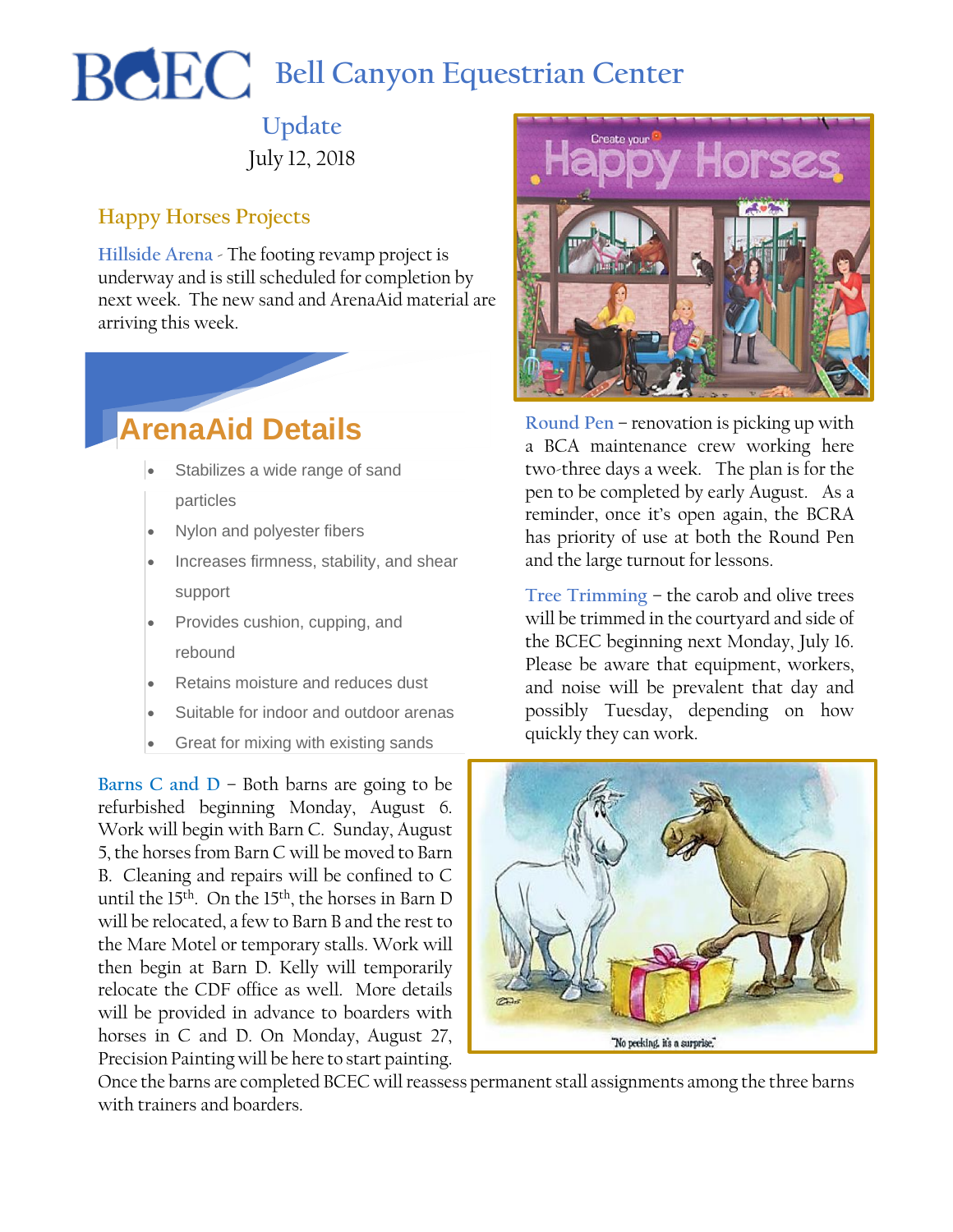# Bell Canyon Equestrian Center

## Update

July 12, 2018

## Happy Horses Projects

**Hillside Arena** - The footing revamp project is underway and is still scheduled for completion by next week. The new sand and ArenaAid material are arriving this week.

### ArenaAid Details

- Stabilizes a wide range of sand particles
- Nylon and polyester fibers
- Increases firmness, stability, and shear support
- Provides cushion, cupping, and rebound
- Retains moisture and reduces dust
- Suitable for indoor and outdoor arenas
- Great for mixing with existing sands

**Barns C and D** – Both barns are going to be refurbished beginning Monday, August 6. Work will begin with Barn C. Sunday, August 5, the horses from Barn C will be moved to Barn B. Cleaning and repairs will be confined to C until the 15th. On the 15th, the horses in Barn D will be relocated, a few to Barn B and the rest to the Mare Motel or temporary stalls. Work will then begin at Barn D. Kelly will temporarily relocate the CDF office as well. More details will be provided in advance to boarders with horses in C and D. On Monday, August 27, Precision Painting will be here to start painting. Once the barns are completed BCEC will reassess permanent stall assignments among the three barns with trainers and boarders.

**Round Pen** – renovation is picking up with a BCA maintenance crew working here two-three days a week. The plan is for the pen to be completed by early August. As a reminder, once it's open again, the BCRA has priority of use at both the Round Pen and the large turnout for lessons.

**Tree Trimming** – the carob and olive trees will be trimmed in the courtyard and side of the BCEC beginning next Monday, July 16. Please be aware that equipment, workers, and noise will be prevalent that day and possibly Tuesday, depending on how quickly they can work.

"No peeking, it's a surprise."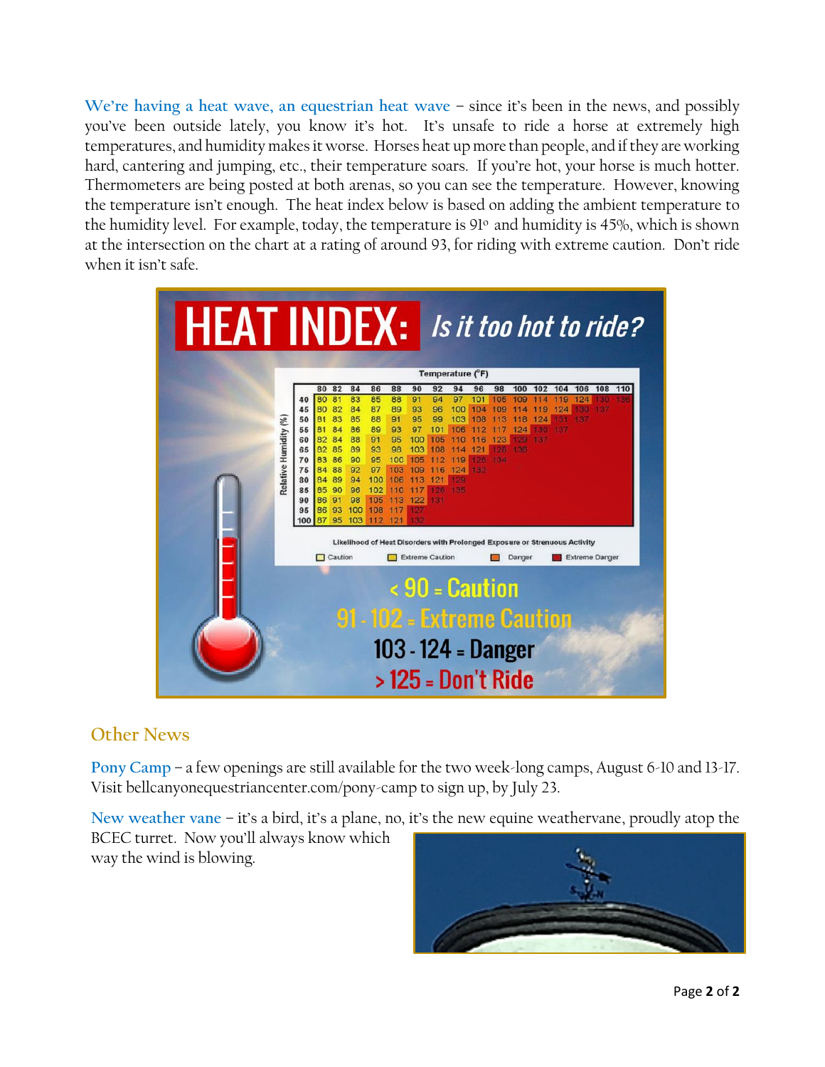**We're having a heat wave, an equestrian heat wave** – since it's been in the news, and possibly you've been outside lately, you know it's hot. It's unsafe to ride a horse at extremely high temperatures, and humidity makes it worse. Horses heat up more than people, and if they are working hard, cantering and jumping, etc., their temperature soars. If you're hot, your horse is much hotter. Thermometers are being posted at both arenas, so you can see the temperature. However, knowing the temperature isn't enough. The heat index below is based on adding the ambient temperature to the humidity level. For example, today, the temperature is 91° and humidity is 45%, which is shown at the intersection on the chart at a rating of around 93, for riding with extreme caution. Don't ride when it isn't safe.

**HEAT INDEX:** *Is it too hot to ride?*

Temperature (°F)

| Relative Humidity (%) | 80 | 82 | 84 | 86 | 88 | 90 | 92 | 94 | 96 | 98 | 100 | 102 | 104 | 106 | 108 | 110 |
|---|---|---|---|---|---|---|---|---|---|---|---|---|---|---|---|---|
| 40 | 80 | 81 | 83 | 85 | 88 | 91 | 94 | 97 | 101 | 105 | 109 | 114 | 119 | 124 | 130 | 136 |
| 45 | 80 | 82 | 84 | 87 | 89 | 93 | 96 | 100 | 104 | 109 | 114 | 119 | 124 | 130 | 137 | |
| 50 | 81 | 83 | 85 | 88 | 91 | 95 | 99 | 103 | 108 | 113 | 118 | 124 | 131 | 137 | | |
| 55 | 81 | 84 | 86 | 89 | 93 | 97 | 101 | 106 | 112 | 117 | 124 | 130 | 137 | | | |
| 60 | 82 | 84 | 88 | 91 | 95 | 100 | 105 | 110 | 116 | 123 | 129 | 137 | | | | |
| 65 | 82 | 85 | 89 | 93 | 98 | 103 | 108 | 114 | 121 | 128 | 136 | | | | | |
| 70 | 83 | 86 | 90 | 95 | 100 | 105 | 112 | 119 | 126 | 134 | | | | | | |
| 75 | 84 | 88 | 92 | 97 | 103 | 109 | 116 | 124 | 132 | | | | | | | |
| 80 | 84 | 89 | 94 | 100 | 106 | 113 | 121 | 129 | | | | | | | | |
| 85 | 85 | 90 | 96 | 102 | 110 | 117 | 126 | 135 | | | | | | | | |
| 90 | 86 | 91 | 98 | 105 | 113 | 122 | 131 | | | | | | | | | |
| 95 | 86 | 93 | 100 | 108 | 117 | 127 | | | | | | | | | | |
| 100 | 87 | 95 | 103 | 112 | 121 | 132 | | | | | | | | | | |

Likelihood of Heat Disorders with Prolonged Exposure or Strenuous Activity

Caution | Extreme Caution | Danger | Extreme Danger

< 90 = Caution

91 - 102 = Extreme Caution

103 - 124 = Danger

> 125 = Don't Ride

## Other News

**Pony Camp** – a few openings are still available for the two week-long camps, August 6-10 and 13-17. Visit bellcanyonequestriancenter.com/pony-camp to sign up, by July 23.

**New weather vane** – it's a bird, it's a plane, no, it's the new equine weathervane, proudly atop the BCEC turret. Now you'll always know which way the wind is blowing.